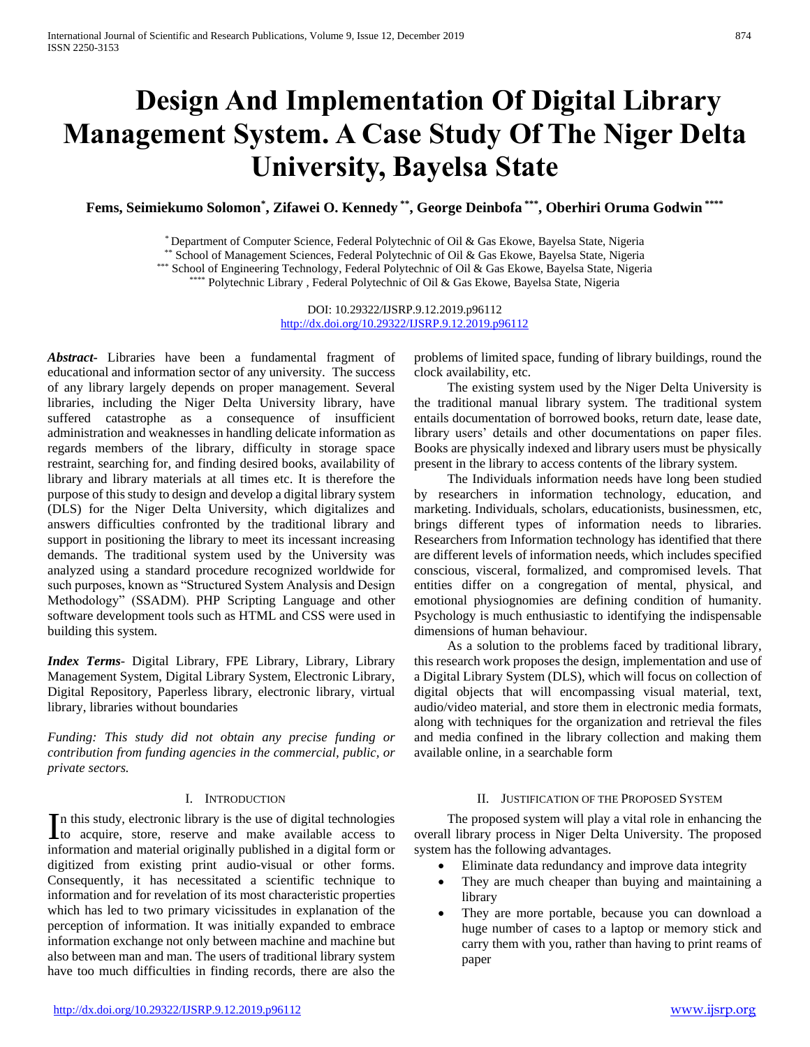# Design And Implementation Of Digital Library Management System. A Case Study Of The Niger Delta University, Bayelsa State

**Fems, Seimiekumo Solomon[*], Zifawei O. Kennedy[**], George Deinbofa[***], Oberhiri Oruma Godwin[****]**

[*] Department of Computer Science, Federal Polytechnic of Oil & Gas Ekowe, Bayelsa State, Nigeria
[**] School of Management Sciences, Federal Polytechnic of Oil & Gas Ekowe, Bayelsa State, Nigeria
[***] School of Engineering Technology, Federal Polytechnic of Oil & Gas Ekowe, Bayelsa State, Nigeria
[****] Polytechnic Library , Federal Polytechnic of Oil & Gas Ekowe, Bayelsa State, Nigeria

DOI: 10.29322/IJSRP.9.12.2019.p96112
http://dx.doi.org/10.29322/IJSRP.9.12.2019.p96112

***Abstract-*** Libraries have been a fundamental fragment of educational and information sector of any university. The success of any library largely depends on proper management. Several libraries, including the Niger Delta University library, have suffered catastrophe as a consequence of insufficient administration and weaknesses in handling delicate information as regards members of the library, difficulty in storage space restraint, searching for, and finding desired books, availability of library and library materials at all times etc. It is therefore the purpose of this study to design and develop a digital library system (DLS) for the Niger Delta University, which digitalizes and answers difficulties confronted by the traditional library and support in positioning the library to meet its incessant increasing demands. The traditional system used by the University was analyzed using a standard procedure recognized worldwide for such purposes, known as "Structured System Analysis and Design Methodology" (SSADM). PHP Scripting Language and other software development tools such as HTML and CSS were used in building this system.

***Index Terms-*** Digital Library, FPE Library, Library, Library Management System, Digital Library System, Electronic Library, Digital Repository, Paperless library, electronic library, virtual library, libraries without boundaries

*Funding: This study did not obtain any precise funding or contribution from funding agencies in the commercial, public, or private sectors.*

## I. Introduction

In this study, electronic library is the use of digital technologies to acquire, store, reserve and make available access to information and material originally published in a digital form or digitized from existing print audio-visual or other forms. Consequently, it has necessitated a scientific technique to information and for revelation of its most characteristic properties which has led to two primary vicissitudes in explanation of the perception of information. It was initially expanded to embrace information exchange not only between machine and machine but also between man and man. The users of traditional library system have too much difficulties in finding records, there are also the problems of limited space, funding of library buildings, round the clock availability, etc.

The existing system used by the Niger Delta University is the traditional manual library system. The traditional system entails documentation of borrowed books, return date, lease date, library users' details and other documentations on paper files. Books are physically indexed and library users must be physically present in the library to access contents of the library system.

The Individuals information needs have long been studied by researchers in information technology, education, and marketing. Individuals, scholars, educationists, businessmen, etc, brings different types of information needs to libraries. Researchers from Information technology has identified that there are different levels of information needs, which includes specified conscious, visceral, formalized, and compromised levels. That entities differ on a congregation of mental, physical, and emotional physiognomies are defining condition of humanity. Psychology is much enthusiastic to identifying the indispensable dimensions of human behaviour.

As a solution to the problems faced by traditional library, this research work proposes the design, implementation and use of a Digital Library System (DLS), which will focus on collection of digital objects that will encompassing visual material, text, audio/video material, and store them in electronic media formats, along with techniques for the organization and retrieval the files and media confined in the library collection and making them available online, in a searchable form

## II. Justification of the Proposed System

The proposed system will play a vital role in enhancing the overall library process in Niger Delta University. The proposed system has the following advantages.

- Eliminate data redundancy and improve data integrity
- They are much cheaper than buying and maintaining a library
- They are more portable, because you can download a huge number of cases to a laptop or memory stick and carry them with you, rather than having to print reams of paper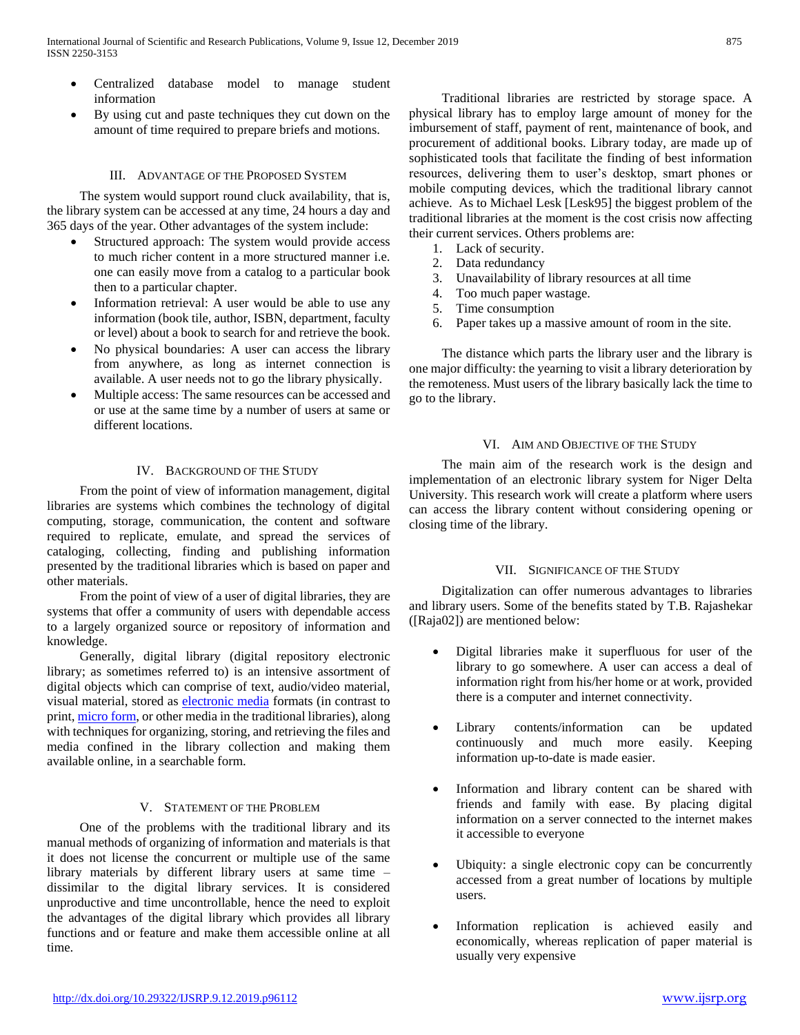- Centralized database model to manage student information
- By using cut and paste techniques they cut down on the amount of time required to prepare briefs and motions.

## III. Advantage of the Proposed System

The system would support round cluck availability, that is, the library system can be accessed at any time, 24 hours a day and 365 days of the year. Other advantages of the system include:

- Structured approach: The system would provide access to much richer content in a more structured manner i.e. one can easily move from a catalog to a particular book then to a particular chapter.
- Information retrieval: A user would be able to use any information (book tile, author, ISBN, department, faculty or level) about a book to search for and retrieve the book.
- No physical boundaries: A user can access the library from anywhere, as long as internet connection is available. A user needs not to go the library physically.
- Multiple access: The same resources can be accessed and or use at the same time by a number of users at same or different locations.

## IV. Background of the Study

From the point of view of information management, digital libraries are systems which combines the technology of digital computing, storage, communication, the content and software required to replicate, emulate, and spread the services of cataloging, collecting, finding and publishing information presented by the traditional libraries which is based on paper and other materials.

From the point of view of a user of digital libraries, they are systems that offer a community of users with dependable access to a largely organized source or repository of information and knowledge.

Generally, digital library (digital repository electronic library; as sometimes referred to) is an intensive assortment of digital objects which can comprise of text, audio/video material, visual material, stored as electronic media formats (in contrast to print, micro form, or other media in the traditional libraries), along with techniques for organizing, storing, and retrieving the files and media confined in the library collection and making them available online, in a searchable form.

## V. Statement of the Problem

One of the problems with the traditional library and its manual methods of organizing of information and materials is that it does not license the concurrent or multiple use of the same library materials by different library users at same time – dissimilar to the digital library services. It is considered unproductive and time uncontrollable, hence the need to exploit the advantages of the digital library which provides all library functions and or feature and make them accessible online at all time.

Traditional libraries are restricted by storage space. A physical library has to employ large amount of money for the imbursement of staff, payment of rent, maintenance of book, and procurement of additional books. Library today, are made up of sophisticated tools that facilitate the finding of best information resources, delivering them to user's desktop, smart phones or mobile computing devices, which the traditional library cannot achieve. As to Michael Lesk [Lesk95] the biggest problem of the traditional libraries at the moment is the cost crisis now affecting their current services. Others problems are:

1. Lack of security.
2. Data redundancy
3. Unavailability of library resources at all time
4. Too much paper wastage.
5. Time consumption
6. Paper takes up a massive amount of room in the site.

The distance which parts the library user and the library is one major difficulty: the yearning to visit a library deterioration by the remoteness. Must users of the library basically lack the time to go to the library.

## VI. Aim and Objective of the Study

The main aim of the research work is the design and implementation of an electronic library system for Niger Delta University. This research work will create a platform where users can access the library content without considering opening or closing time of the library.

## VII. Significance of the Study

Digitalization can offer numerous advantages to libraries and library users. Some of the benefits stated by T.B. Rajashekar ([Raja02]) are mentioned below:

- Digital libraries make it superfluous for user of the library to go somewhere. A user can access a deal of information right from his/her home or at work, provided there is a computer and internet connectivity.
- Library contents/information can be updated continuously and much more easily. Keeping information up-to-date is made easier.
- Information and library content can be shared with friends and family with ease. By placing digital information on a server connected to the internet makes it accessible to everyone
- Ubiquity: a single electronic copy can be concurrently accessed from a great number of locations by multiple users.
- Information replication is achieved easily and economically, whereas replication of paper material is usually very expensive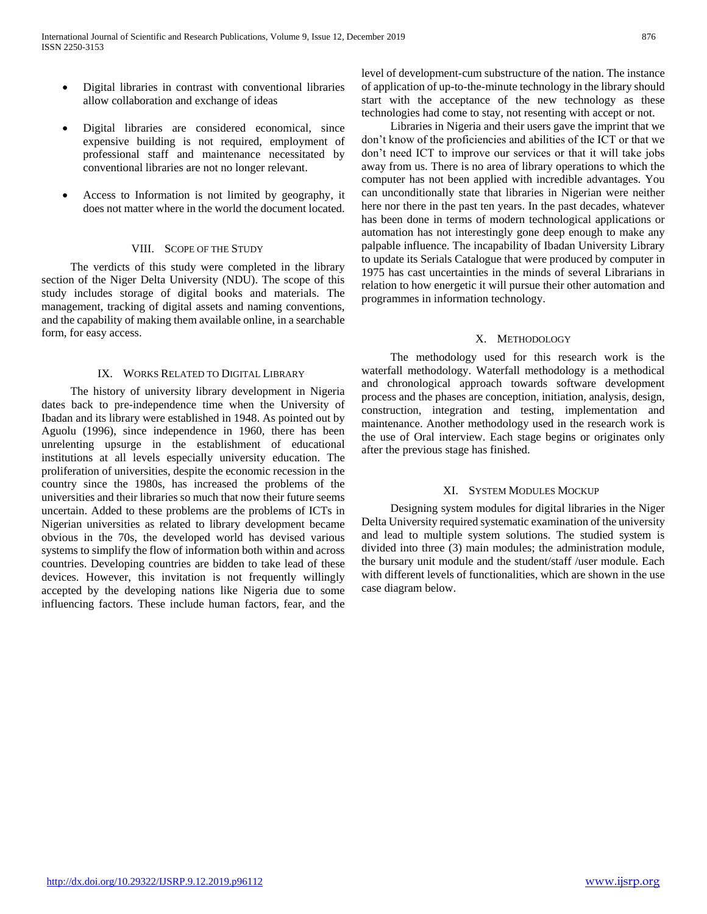- Digital libraries in contrast with conventional libraries allow collaboration and exchange of ideas

- Digital libraries are considered economical, since expensive building is not required, employment of professional staff and maintenance necessitated by conventional libraries are not no longer relevant.

- Access to Information is not limited by geography, it does not matter where in the world the document located.

## VIII. Scope of the Study

The verdicts of this study were completed in the library section of the Niger Delta University (NDU). The scope of this study includes storage of digital books and materials. The management, tracking of digital assets and naming conventions, and the capability of making them available online, in a searchable form, for easy access.

## IX. Works Related to Digital Library

The history of university library development in Nigeria dates back to pre-independence time when the University of Ibadan and its library were established in 1948. As pointed out by Aguolu (1996), since independence in 1960, there has been unrelenting upsurge in the establishment of educational institutions at all levels especially university education. The proliferation of universities, despite the economic recession in the country since the 1980s, has increased the problems of the universities and their libraries so much that now their future seems uncertain. Added to these problems are the problems of ICTs in Nigerian universities as related to library development became obvious in the 70s, the developed world has devised various systems to simplify the flow of information both within and across countries. Developing countries are bidden to take lead of these devices. However, this invitation is not frequently willingly accepted by the developing nations like Nigeria due to some influencing factors. These include human factors, fear, and the level of development-cum substructure of the nation. The instance of application of up-to-the-minute technology in the library should start with the acceptance of the new technology as these technologies had come to stay, not resenting with accept or not.

Libraries in Nigeria and their users gave the imprint that we don't know of the proficiencies and abilities of the ICT or that we don't need ICT to improve our services or that it will take jobs away from us. There is no area of library operations to which the computer has not been applied with incredible advantages. You can unconditionally state that libraries in Nigerian were neither here nor there in the past ten years. In the past decades, whatever has been done in terms of modern technological applications or automation has not interestingly gone deep enough to make any palpable influence. The incapability of Ibadan University Library to update its Serials Catalogue that were produced by computer in 1975 has cast uncertainties in the minds of several Librarians in relation to how energetic it will pursue their other automation and programmes in information technology.

## X. Methodology

The methodology used for this research work is the waterfall methodology. Waterfall methodology is a methodical and chronological approach towards software development process and the phases are conception, initiation, analysis, design, construction, integration and testing, implementation and maintenance. Another methodology used in the research work is the use of Oral interview. Each stage begins or originates only after the previous stage has finished.

## XI. System Modules Mockup

Designing system modules for digital libraries in the Niger Delta University required systematic examination of the university and lead to multiple system solutions. The studied system is divided into three (3) main modules; the administration module, the bursary unit module and the student/staff /user module. Each with different levels of functionalities, which are shown in the use case diagram below.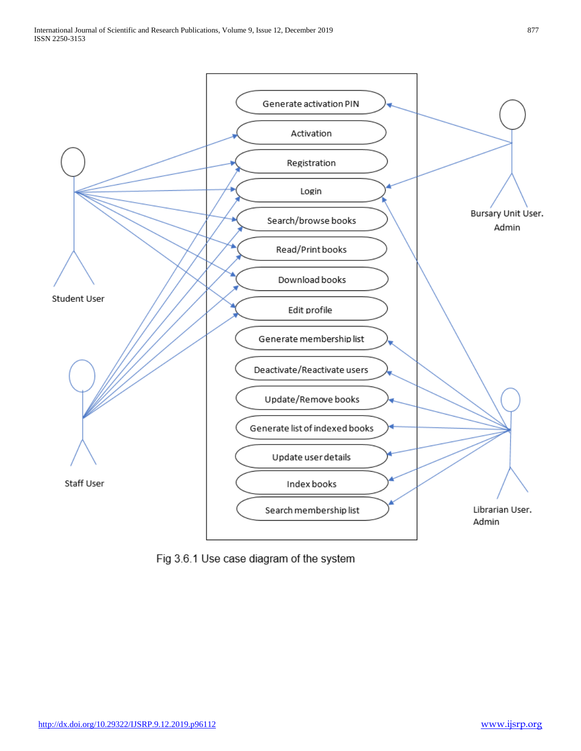Fig 3.6.1 Use case diagram of the system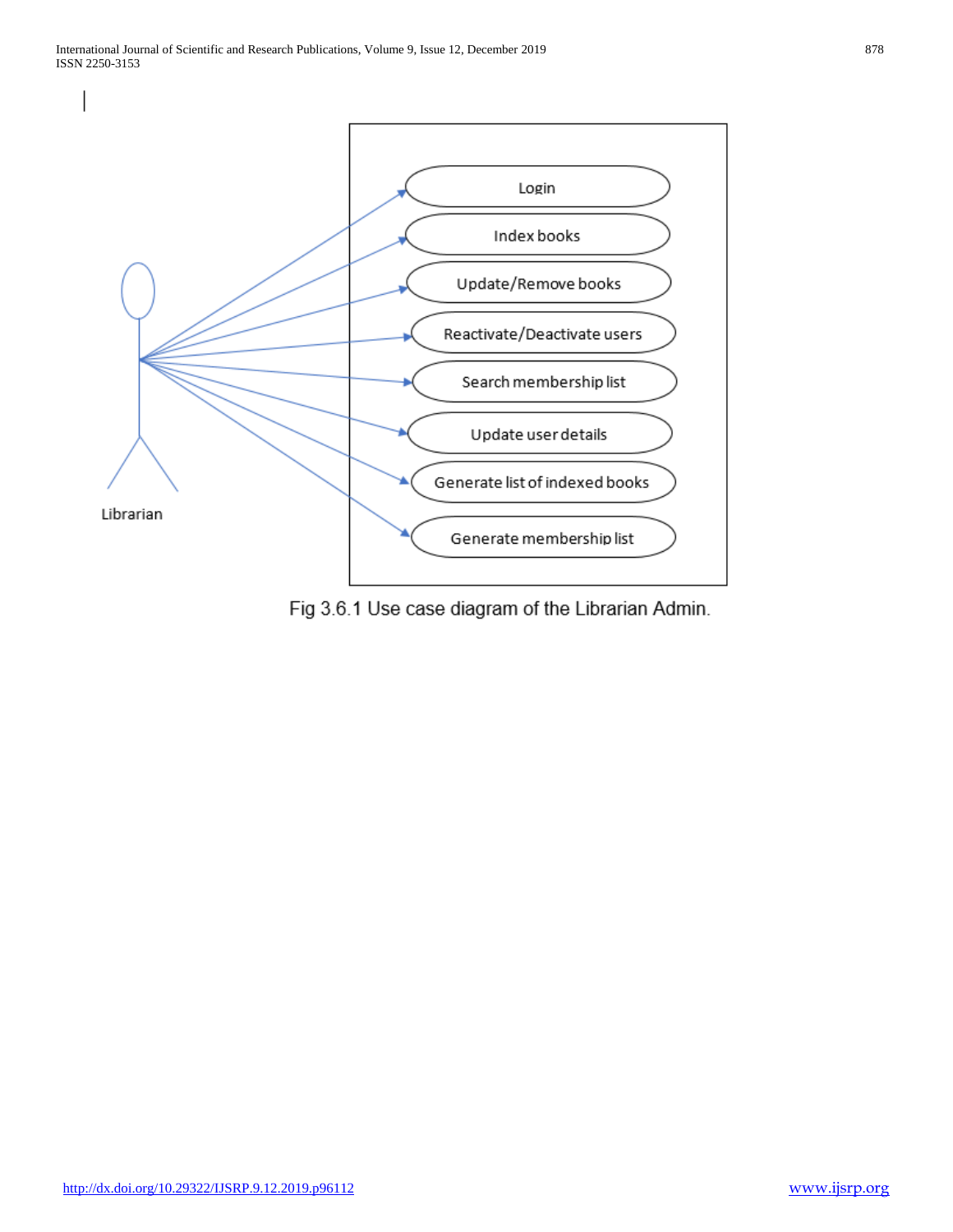Fig 3.6.1 Use case diagram of the Librarian Admin.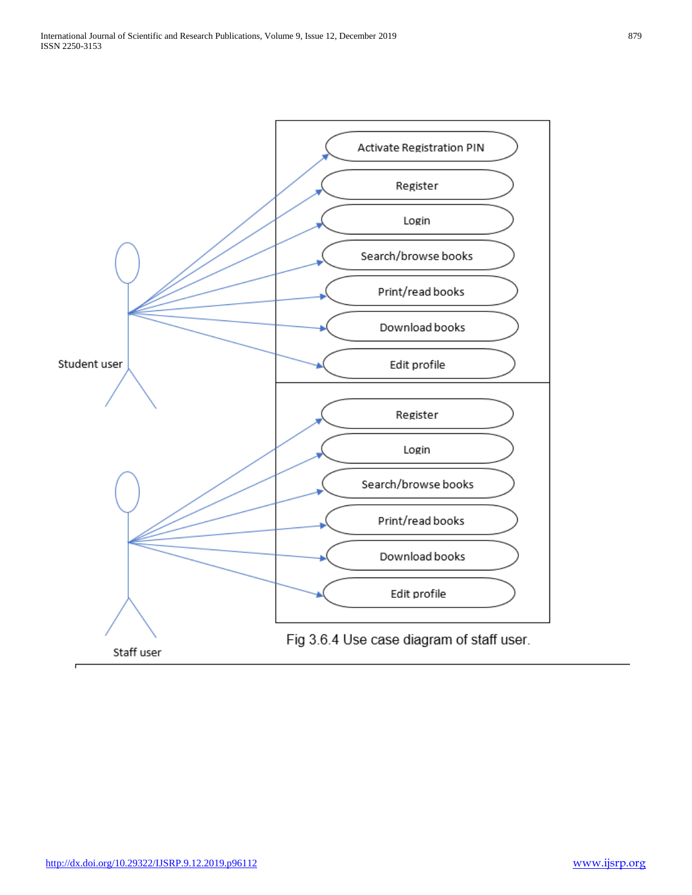Fig 3.6.4 Use case diagram of staff user.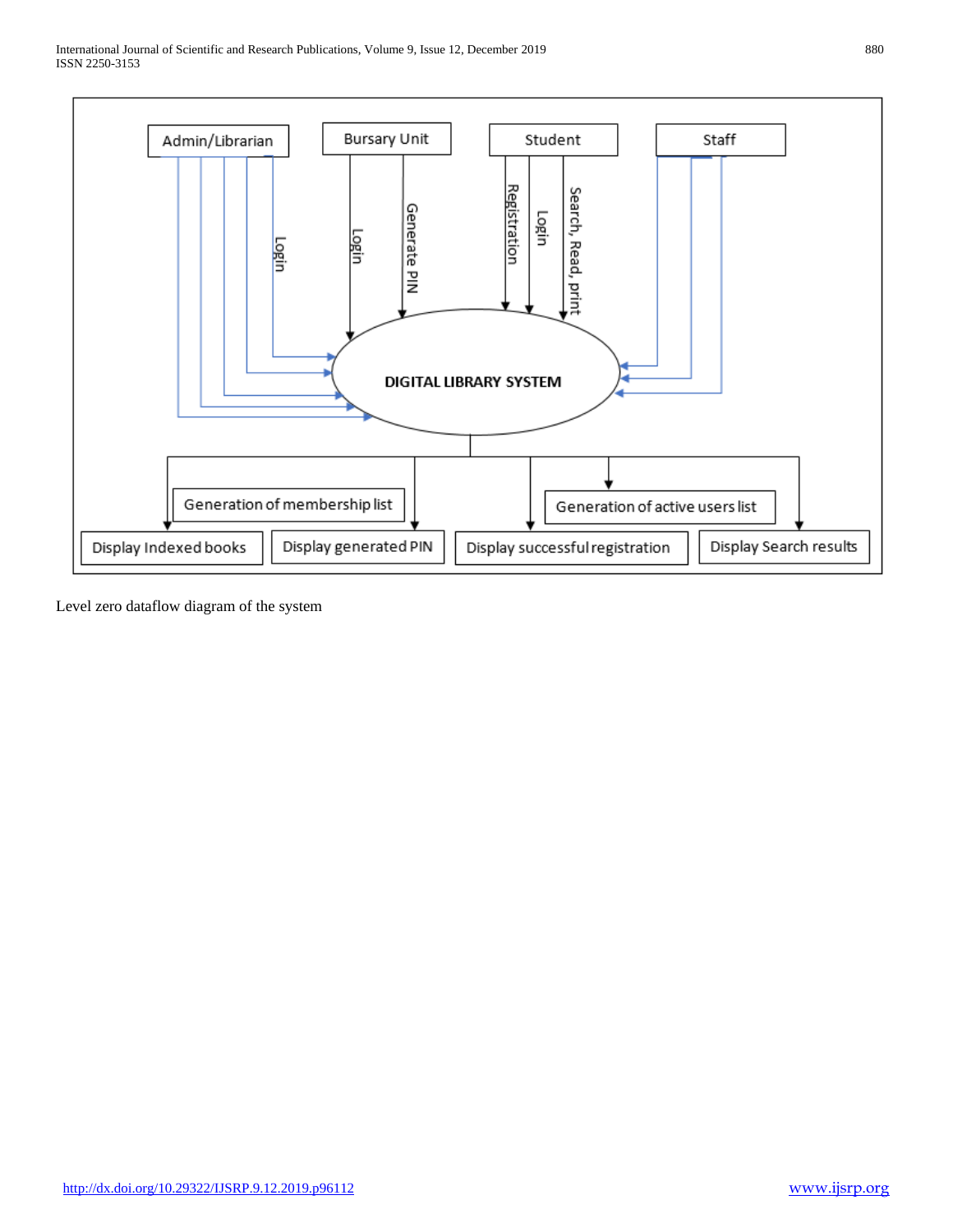Admin/Librarian

Bursary Unit

Student

Staff

Login

Login

Generate PIN

Registration

Login

Search, Read, print

DIGITAL LIBRARY SYSTEM

Generation of membership list

Generation of active users list

Display Indexed books

Display generated PIN

Display successful registration

Display Search results

Level zero dataflow diagram of the system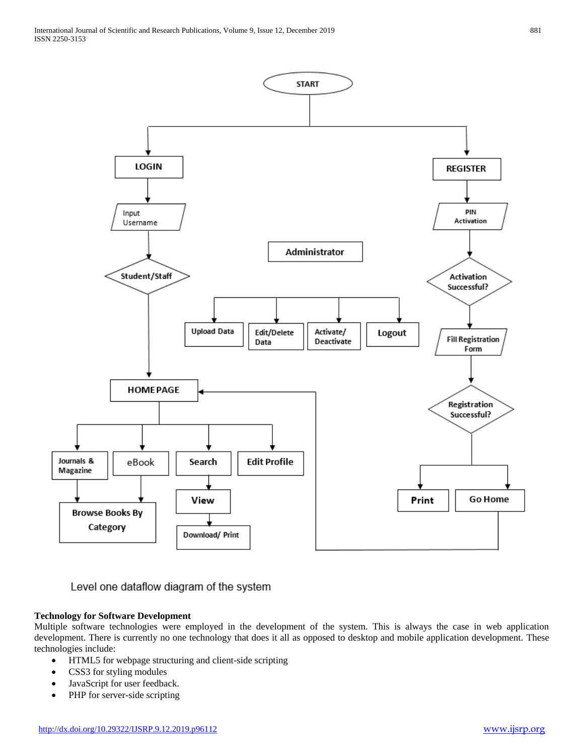Level one dataflow diagram of the system

**Technology for Software Development**

Multiple software technologies were employed in the development of the system. This is always the case in web application development. There is currently no one technology that does it all as opposed to desktop and mobile application development. These technologies include:

- HTML5 for webpage structuring and client-side scripting
- CSS3 for styling modules
- JavaScript for user feedback.
- PHP for server-side scripting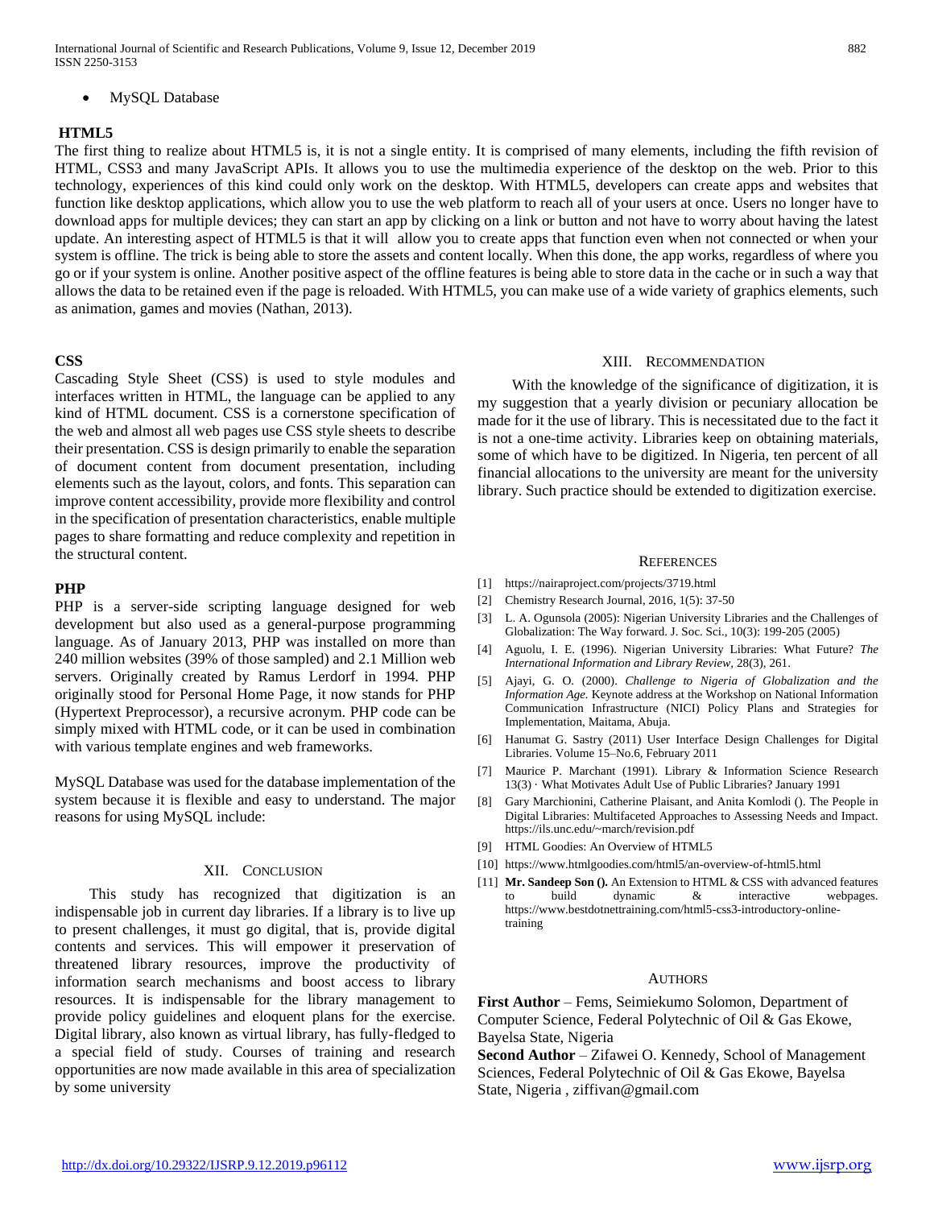- MySQL Database

**HTML5**

The first thing to realize about HTML5 is, it is not a single entity. It is comprised of many elements, including the fifth revision of HTML, CSS3 and many JavaScript APIs. It allows you to use the multimedia experience of the desktop on the web. Prior to this technology, experiences of this kind could only work on the desktop. With HTML5, developers can create apps and websites that function like desktop applications, which allow you to use the web platform to reach all of your users at once. Users no longer have to download apps for multiple devices; they can start an app by clicking on a link or button and not have to worry about having the latest update. An interesting aspect of HTML5 is that it will allow you to create apps that function even when not connected or when your system is offline. The trick is being able to store the assets and content locally. When this done, the app works, regardless of where you go or if your system is online. Another positive aspect of the offline features is being able to store data in the cache or in such a way that allows the data to be retained even if the page is reloaded. With HTML5, you can make use of a wide variety of graphics elements, such as animation, games and movies (Nathan, 2013).

**CSS**

Cascading Style Sheet (CSS) is used to style modules and interfaces written in HTML, the language can be applied to any kind of HTML document. CSS is a cornerstone specification of the web and almost all web pages use CSS style sheets to describe their presentation. CSS is design primarily to enable the separation of document content from document presentation, including elements such as the layout, colors, and fonts. This separation can improve content accessibility, provide more flexibility and control in the specification of presentation characteristics, enable multiple pages to share formatting and reduce complexity and repetition in the structural content.

**PHP**

PHP is a server-side scripting language designed for web development but also used as a general-purpose programming language. As of January 2013, PHP was installed on more than 240 million websites (39% of those sampled) and 2.1 Million web servers. Originally created by Ramus Lerdorf in 1994. PHP originally stood for Personal Home Page, it now stands for PHP (Hypertext Preprocessor), a recursive acronym. PHP code can be simply mixed with HTML code, or it can be used in combination with various template engines and web frameworks.

MySQL Database was used for the database implementation of the system because it is flexible and easy to understand. The major reasons for using MySQL include:

## XII. Conclusion

This study has recognized that digitization is an indispensable job in current day libraries. If a library is to live up to present challenges, it must go digital, that is, provide digital contents and services. This will empower it preservation of threatened library resources, improve the productivity of information search mechanisms and boost access to library resources. It is indispensable for the library management to provide policy guidelines and eloquent plans for the exercise. Digital library, also known as virtual library, has fully-fledged to a special field of study. Courses of training and research opportunities are now made available in this area of specialization by some university

## XIII. Recommendation

With the knowledge of the significance of digitization, it is my suggestion that a yearly division or pecuniary allocation be made for it the use of library. This is necessitated due to the fact it is not a one-time activity. Libraries keep on obtaining materials, some of which have to be digitized. In Nigeria, ten percent of all financial allocations to the university are meant for the university library. Such practice should be extended to digitization exercise.

## References

[1] https://nairaproject.com/projects/3719.html

[2] Chemistry Research Journal, 2016, 1(5): 37-50

[3] L. A. Ogunsola (2005): Nigerian University Libraries and the Challenges of Globalization: The Way forward. J. Soc. Sci., 10(3): 199-205 (2005)

[4] Aguolu, I. E. (1996). Nigerian University Libraries: What Future? *The International Information and Library Review*, 28(3), 261.

[5] Ajayi, G. O. (2000). *Challenge to Nigeria of Globalization and the Information Age.* Keynote address at the Workshop on National Information Communication Infrastructure (NICI) Policy Plans and Strategies for Implementation, Maitama, Abuja.

[6] Hanumat G. Sastry (2011) User Interface Design Challenges for Digital Libraries. Volume 15–No.6, February 2011

[7] Maurice P. Marchant (1991). Library & Information Science Research 13(3) · What Motivates Adult Use of Public Libraries? January 1991

[8] Gary Marchionini, Catherine Plaisant, and Anita Komlodi (). The People in Digital Libraries: Multifaceted Approaches to Assessing Needs and Impact. https://ils.unc.edu/~march/revision.pdf

[9] HTML Goodies: An Overview of HTML5

[10] https://www.htmlgoodies.com/html5/an-overview-of-html5.html

[11] **Mr. Sandeep Son ().** An Extension to HTML & CSS with advanced features to build dynamic & interactive webpages. https://www.bestdotnettraining.com/html5-css3-introductory-online-training

## Authors

**First Author** – Fems, Seimiekumo Solomon, Department of Computer Science, Federal Polytechnic of Oil & Gas Ekowe, Bayelsa State, Nigeria

**Second Author** – Zifawei O. Kennedy, School of Management Sciences, Federal Polytechnic of Oil & Gas Ekowe, Bayelsa State, Nigeria , ziffivan@gmail.com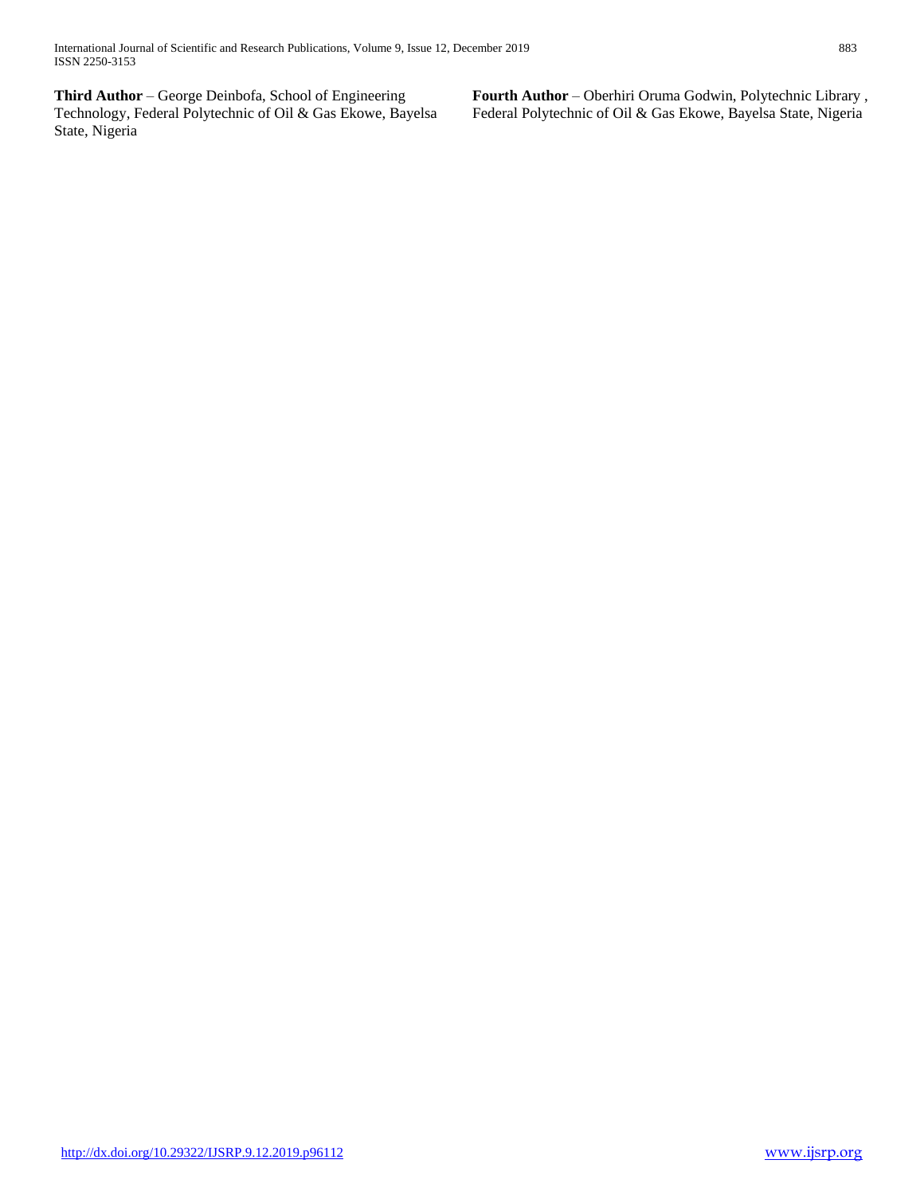**Third Author** – George Deinbofa, School of Engineering Technology, Federal Polytechnic of Oil & Gas Ekowe, Bayelsa State, Nigeria

**Fourth Author** – Oberhiri Oruma Godwin, Polytechnic Library , Federal Polytechnic of Oil & Gas Ekowe, Bayelsa State, Nigeria